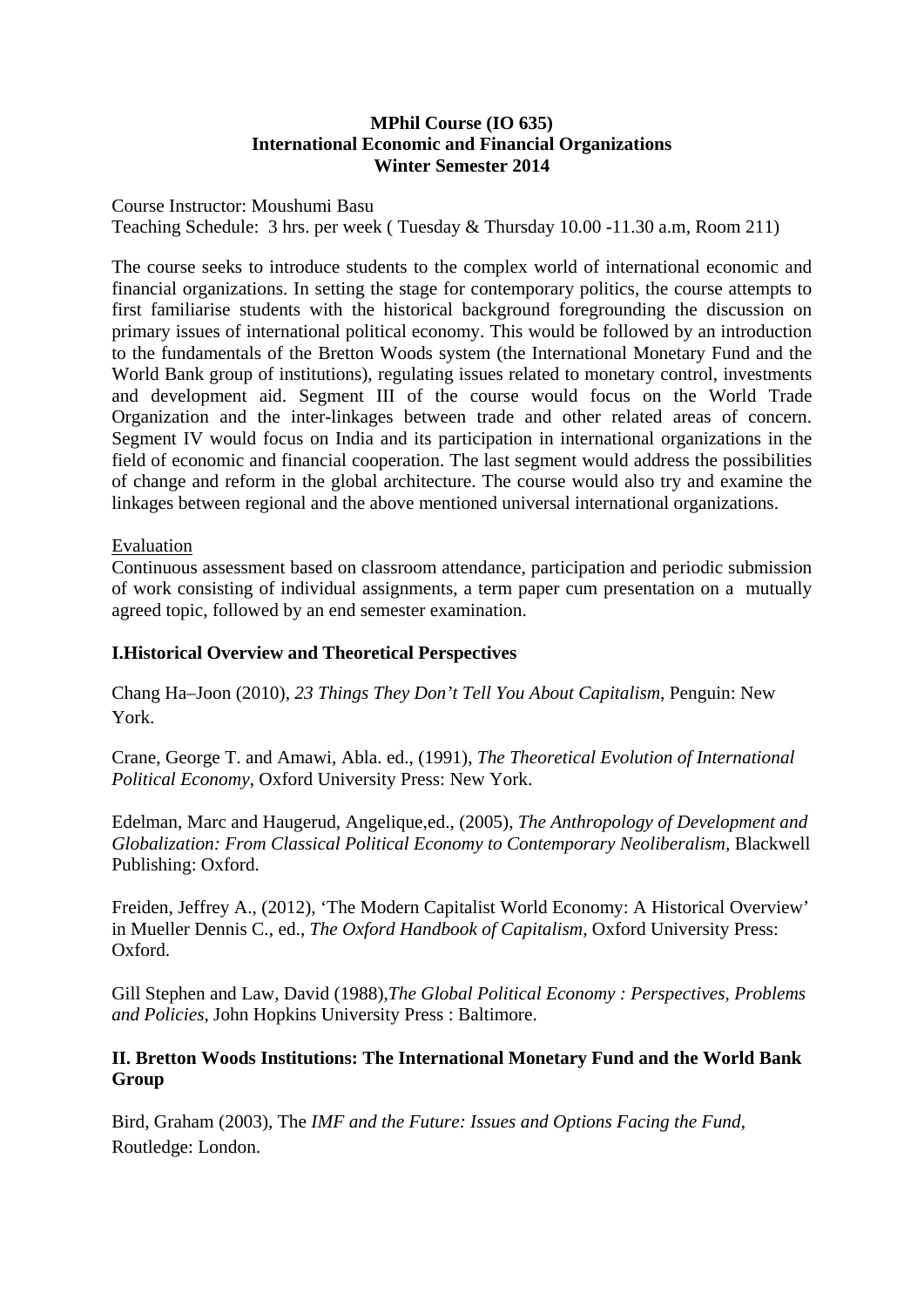**MPhil Course (IO 635)**
**International Economic and Financial Organizations**
**Winter Semester 2014**

Course Instructor: Moushumi Basu
Teaching Schedule: 3 hrs. per week ( Tuesday & Thursday 10.00 -11.30 a.m, Room 211)

The course seeks to introduce students to the complex world of international economic and financial organizations. In setting the stage for contemporary politics, the course attempts to first familiarise students with the historical background foregrounding the discussion on primary issues of international political economy. This would be followed by an introduction to the fundamentals of the Bretton Woods system (the International Monetary Fund and the World Bank group of institutions), regulating issues related to monetary control, investments and development aid. Segment III of the course would focus on the World Trade Organization and the inter-linkages between trade and other related areas of concern. Segment IV would focus on India and its participation in international organizations in the field of economic and financial cooperation. The last segment would address the possibilities of change and reform in the global architecture. The course would also try and examine the linkages between regional and the above mentioned universal international organizations.

Evaluation
Continuous assessment based on classroom attendance, participation and periodic submission of work consisting of individual assignments, a term paper cum presentation on a mutually agreed topic, followed by an end semester examination.

### I.Historical Overview and Theoretical Perspectives

Chang Ha–Joon (2010), *23 Things They Don't Tell You About Capitalism*, Penguin: New York.

Crane, George T. and Amawi, Abla. ed., (1991), *The Theoretical Evolution of International Political Economy*, Oxford University Press: New York.

Edelman, Marc and Haugerud, Angelique,ed., (2005), *The Anthropology of Development and Globalization: From Classical Political Economy to Contemporary Neoliberalism*, Blackwell Publishing: Oxford.

Freiden, Jeffrey A., (2012), 'The Modern Capitalist World Economy: A Historical Overview' in Mueller Dennis C., ed., *The Oxford Handbook of Capitalism*, Oxford University Press: Oxford.

Gill Stephen and Law, David (1988),*The Global Political Economy : Perspectives, Problems and Policies*, John Hopkins University Press : Baltimore.

### II. Bretton Woods Institutions: The International Monetary Fund and the World Bank Group

Bird, Graham (2003), The *IMF and the Future: Issues and Options Facing the Fund*, Routledge: London.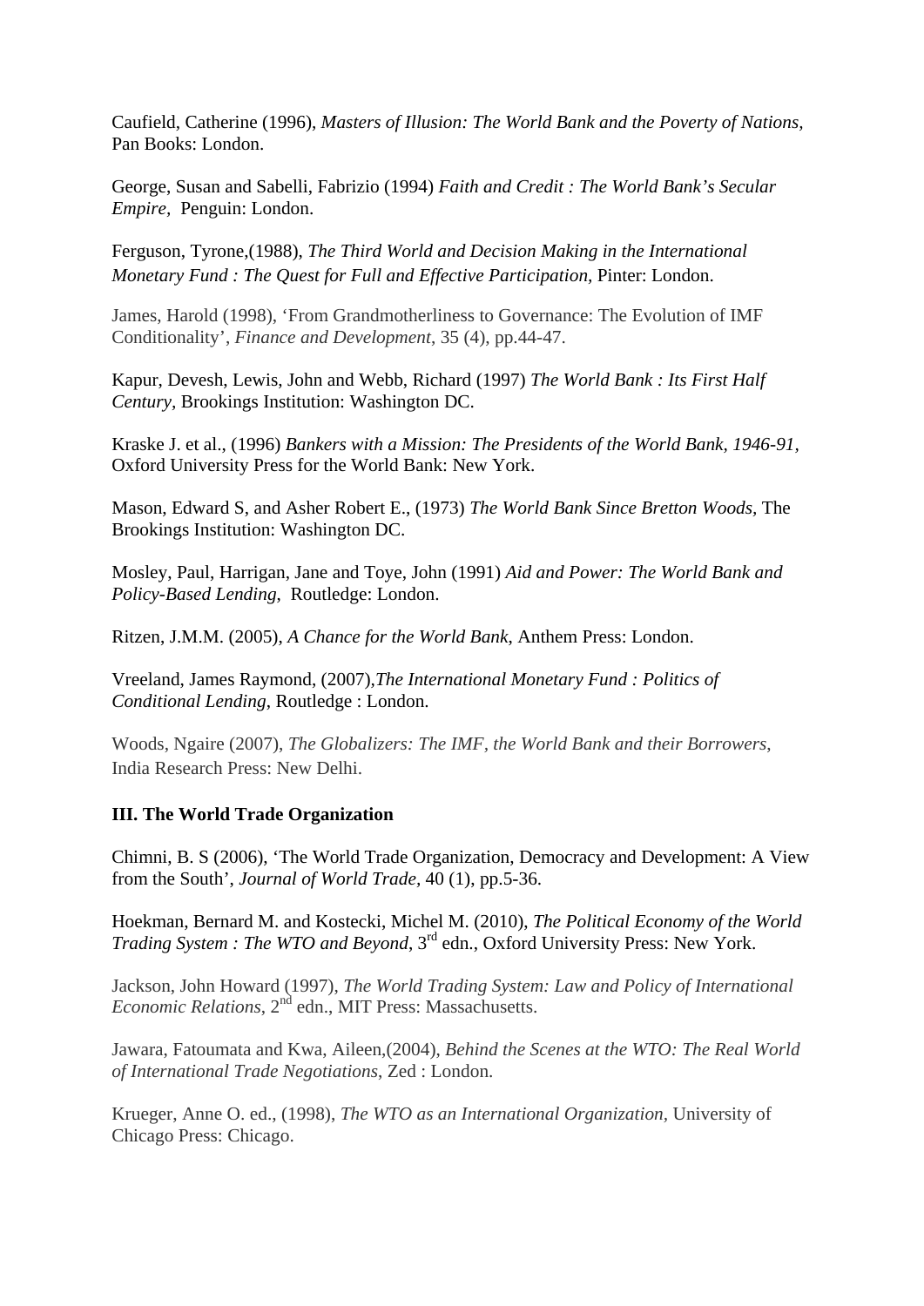Caufield, Catherine (1996), *Masters of Illusion: The World Bank and the Poverty of Nations,* Pan Books: London.

George, Susan and Sabelli, Fabrizio (1994) *Faith and Credit : The World Bank's Secular Empire,* Penguin: London.

Ferguson, Tyrone,(1988), *The Third World and Decision Making in the International Monetary Fund : The Quest for Full and Effective Participation,* Pinter: London.

James, Harold (1998), 'From Grandmotherliness to Governance: The Evolution of IMF Conditionality', *Finance and Development*, 35 (4), pp.44-47.

Kapur, Devesh, Lewis, John and Webb, Richard (1997) *The World Bank : Its First Half Century,* Brookings Institution: Washington DC.

Kraske J. et al., (1996) *Bankers with a Mission: The Presidents of the World Bank, 1946-91,* Oxford University Press for the World Bank: New York.

Mason, Edward S, and Asher Robert E., (1973) *The World Bank Since Bretton Woods,* The Brookings Institution: Washington DC.

Mosley, Paul, Harrigan, Jane and Toye, John (1991) *Aid and Power: The World Bank and Policy-Based Lending,* Routledge: London.

Ritzen, J.M.M. (2005), *A Chance for the World Bank*, Anthem Press: London.

Vreeland, James Raymond, (2007),*The International Monetary Fund : Politics of Conditional Lending,* Routledge : London.

Woods, Ngaire (2007), *The Globalizers: The IMF, the World Bank and their Borrowers,* India Research Press: New Delhi.

**III. The World Trade Organization**

Chimni, B. S (2006), 'The World Trade Organization, Democracy and Development: A View from the South', *Journal of World Trade,* 40 (1), pp.5-36.

Hoekman, Bernard M. and Kostecki, Michel M. (2010), *The Political Economy of the World Trading System : The WTO and Beyond*, 3rd edn., Oxford University Press: New York.

Jackson, John Howard (1997), *The World Trading System: Law and Policy of International Economic Relations*, 2nd edn., MIT Press: Massachusetts.

Jawara, Fatoumata and Kwa, Aileen,(2004), *Behind the Scenes at the WTO: The Real World of International Trade Negotiations*, Zed : London.

Krueger, Anne O. ed., (1998), *The WTO as an International Organization,* University of Chicago Press: Chicago.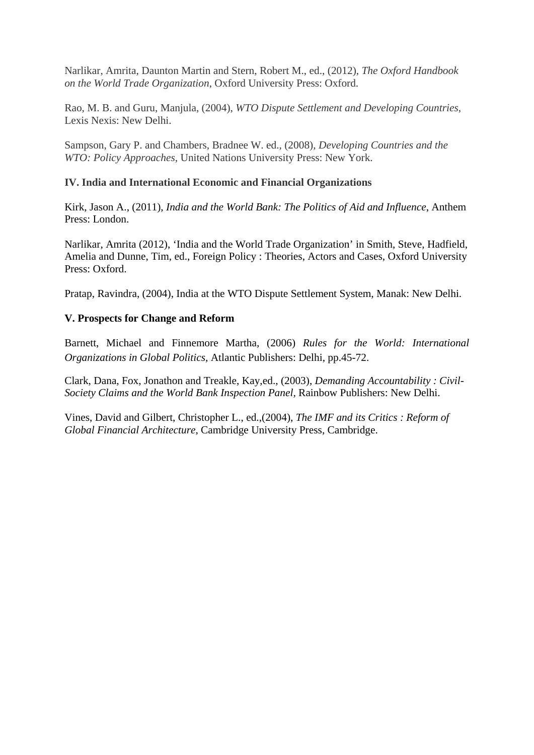Narlikar, Amrita, Daunton Martin and Stern, Robert M., ed., (2012), *The Oxford Handbook on the World Trade Organization*, Oxford University Press: Oxford.

Rao, M. B. and Guru, Manjula, (2004), *WTO Dispute Settlement and Developing Countries*, Lexis Nexis: New Delhi.

Sampson, Gary P. and Chambers, Bradnee W. ed., (2008), *Developing Countries and the WTO: Policy Approaches*, United Nations University Press: New York.

**IV. India and International Economic and Financial Organizations**

Kirk, Jason A., (2011), *India and the World Bank: The Politics of Aid and Influence*, Anthem Press: London.

Narlikar, Amrita (2012), 'India and the World Trade Organization' in Smith, Steve, Hadfield, Amelia and Dunne, Tim, ed., Foreign Policy : Theories, Actors and Cases, Oxford University Press: Oxford.

Pratap, Ravindra, (2004), India at the WTO Dispute Settlement System, Manak: New Delhi.

**V. Prospects for Change and Reform**

Barnett, Michael and Finnemore Martha, (2006) *Rules for the World: International Organizations in Global Politics*, Atlantic Publishers: Delhi, pp.45-72.

Clark, Dana, Fox, Jonathon and Treakle, Kay,ed., (2003), *Demanding Accountability : Civil-Society Claims and the World Bank Inspection Panel*, Rainbow Publishers: New Delhi.

Vines, David and Gilbert, Christopher L., ed.,(2004), *The IMF and its Critics : Reform of Global Financial Architecture*, Cambridge University Press, Cambridge.